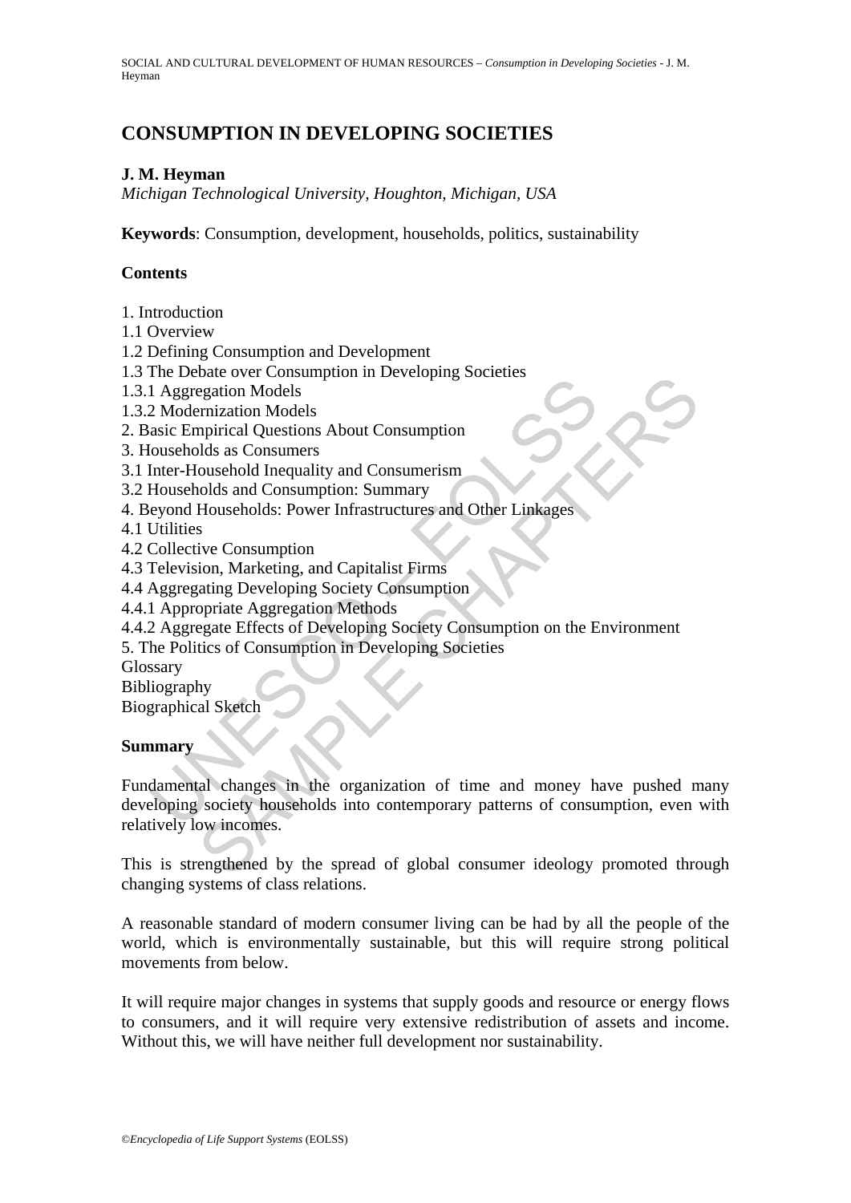# CONSUMPTION IN DEVELOPING SOCIETIES

**J. M. Heyman**

*Michigan Technological University, Houghton, Michigan, USA*

**Keywords**: Consumption, development, households, politics, sustainability

## Contents

1. Introduction
1.1 Overview
1.2 Defining Consumption and Development
1.3 The Debate over Consumption in Developing Societies
1.3.1 Aggregation Models
1.3.2 Modernization Models
2. Basic Empirical Questions About Consumption
3. Households as Consumers
3.1 Inter-Household Inequality and Consumerism
3.2 Households and Consumption: Summary
4. Beyond Households: Power Infrastructures and Other Linkages
4.1 Utilities
4.2 Collective Consumption
4.3 Television, Marketing, and Capitalist Firms
4.4 Aggregating Developing Society Consumption
4.4.1 Appropriate Aggregation Methods
4.4.2 Aggregate Effects of Developing Society Consumption on the Environment
5. The Politics of Consumption in Developing Societies
Glossary
Bibliography
Biographical Sketch

## Summary

Fundamental changes in the organization of time and money have pushed many developing society households into contemporary patterns of consumption, even with relatively low incomes.

This is strengthened by the spread of global consumer ideology promoted through changing systems of class relations.

A reasonable standard of modern consumer living can be had by all the people of the world, which is environmentally sustainable, but this will require strong political movements from below.

It will require major changes in systems that supply goods and resource or energy flows to consumers, and it will require very extensive redistribution of assets and income. Without this, we will have neither full development nor sustainability.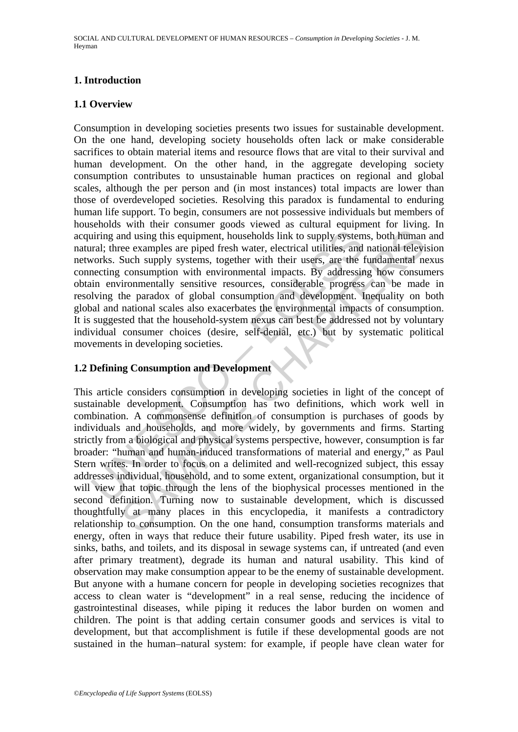## 1. Introduction

### 1.1 Overview

Consumption in developing societies presents two issues for sustainable development. On the one hand, developing society households often lack or make considerable sacrifices to obtain material items and resource flows that are vital to their survival and human development. On the other hand, in the aggregate developing society consumption contributes to unsustainable human practices on regional and global scales, although the per person and (in most instances) total impacts are lower than those of overdeveloped societies. Resolving this paradox is fundamental to enduring human life support. To begin, consumers are not possessive individuals but members of households with their consumer goods viewed as cultural equipment for living. In acquiring and using this equipment, households link to supply systems, both human and natural; three examples are piped fresh water, electrical utilities, and national television networks. Such supply systems, together with their users, are the fundamental nexus connecting consumption with environmental impacts. By addressing how consumers obtain environmentally sensitive resources, considerable progress can be made in resolving the paradox of global consumption and development. Inequality on both global and national scales also exacerbates the environmental impacts of consumption. It is suggested that the household-system nexus can best be addressed not by voluntary individual consumer choices (desire, self-denial, etc.) but by systematic political movements in developing societies.

### 1.2 Defining Consumption and Development

This article considers consumption in developing societies in light of the concept of sustainable development. Consumption has two definitions, which work well in combination. A commonsense definition of consumption is purchases of goods by individuals and households, and more widely, by governments and firms. Starting strictly from a biological and physical systems perspective, however, consumption is far broader: "human and human-induced transformations of material and energy," as Paul Stern writes. In order to focus on a delimited and well-recognized subject, this essay addresses individual, household, and to some extent, organizational consumption, but it will view that topic through the lens of the biophysical processes mentioned in the second definition. Turning now to sustainable development, which is discussed thoughtfully at many places in this encyclopedia, it manifests a contradictory relationship to consumption. On the one hand, consumption transforms materials and energy, often in ways that reduce their future usability. Piped fresh water, its use in sinks, baths, and toilets, and its disposal in sewage systems can, if untreated (and even after primary treatment), degrade its human and natural usability. This kind of observation may make consumption appear to be the enemy of sustainable development. But anyone with a humane concern for people in developing societies recognizes that access to clean water is "development" in a real sense, reducing the incidence of gastrointestinal diseases, while piping it reduces the labor burden on women and children. The point is that adding certain consumer goods and services is vital to development, but that accomplishment is futile if these developmental goods are not sustained in the human–natural system: for example, if people have clean water for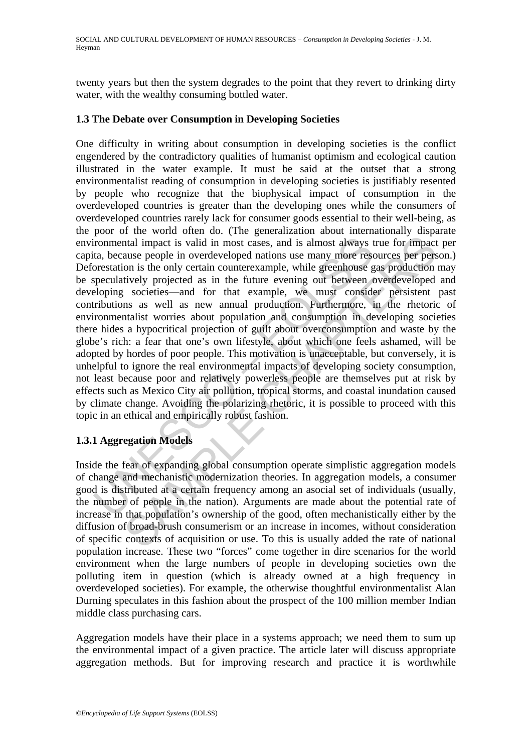twenty years but then the system degrades to the point that they revert to drinking dirty water, with the wealthy consuming bottled water.

### 1.3 The Debate over Consumption in Developing Societies

One difficulty in writing about consumption in developing societies is the conflict engendered by the contradictory qualities of humanist optimism and ecological caution illustrated in the water example. It must be said at the outset that a strong environmentalist reading of consumption in developing societies is justifiably resented by people who recognize that the biophysical impact of consumption in the overdeveloped countries is greater than the developing ones while the consumers of overdeveloped countries rarely lack for consumer goods essential to their well-being, as the poor of the world often do. (The generalization about internationally disparate environmental impact is valid in most cases, and is almost always true for impact per capita, because people in overdeveloped nations use many more resources per person.) Deforestation is the only certain counterexample, while greenhouse gas production may be speculatively projected as in the future evening out between overdeveloped and developing societies—and for that example, we must consider persistent past contributions as well as new annual production. Furthermore, in the rhetoric of environmentalist worries about population and consumption in developing societies there hides a hypocritical projection of guilt about overconsumption and waste by the globe's rich: a fear that one's own lifestyle, about which one feels ashamed, will be adopted by hordes of poor people. This motivation is unacceptable, but conversely, it is unhelpful to ignore the real environmental impacts of developing society consumption, not least because poor and relatively powerless people are themselves put at risk by effects such as Mexico City air pollution, tropical storms, and coastal inundation caused by climate change. Avoiding the polarizing rhetoric, it is possible to proceed with this topic in an ethical and empirically robust fashion.

#### 1.3.1 Aggregation Models

Inside the fear of expanding global consumption operate simplistic aggregation models of change and mechanistic modernization theories. In aggregation models, a consumer good is distributed at a certain frequency among an asocial set of individuals (usually, the number of people in the nation). Arguments are made about the potential rate of increase in that population's ownership of the good, often mechanistically either by the diffusion of broad-brush consumerism or an increase in incomes, without consideration of specific contexts of acquisition or use. To this is usually added the rate of national population increase. These two "forces" come together in dire scenarios for the world environment when the large numbers of people in developing societies own the polluting item in question (which is already owned at a high frequency in overdeveloped societies). For example, the otherwise thoughtful environmentalist Alan Durning speculates in this fashion about the prospect of the 100 million member Indian middle class purchasing cars.

Aggregation models have their place in a systems approach; we need them to sum up the environmental impact of a given practice. The article later will discuss appropriate aggregation methods. But for improving research and practice it is worthwhile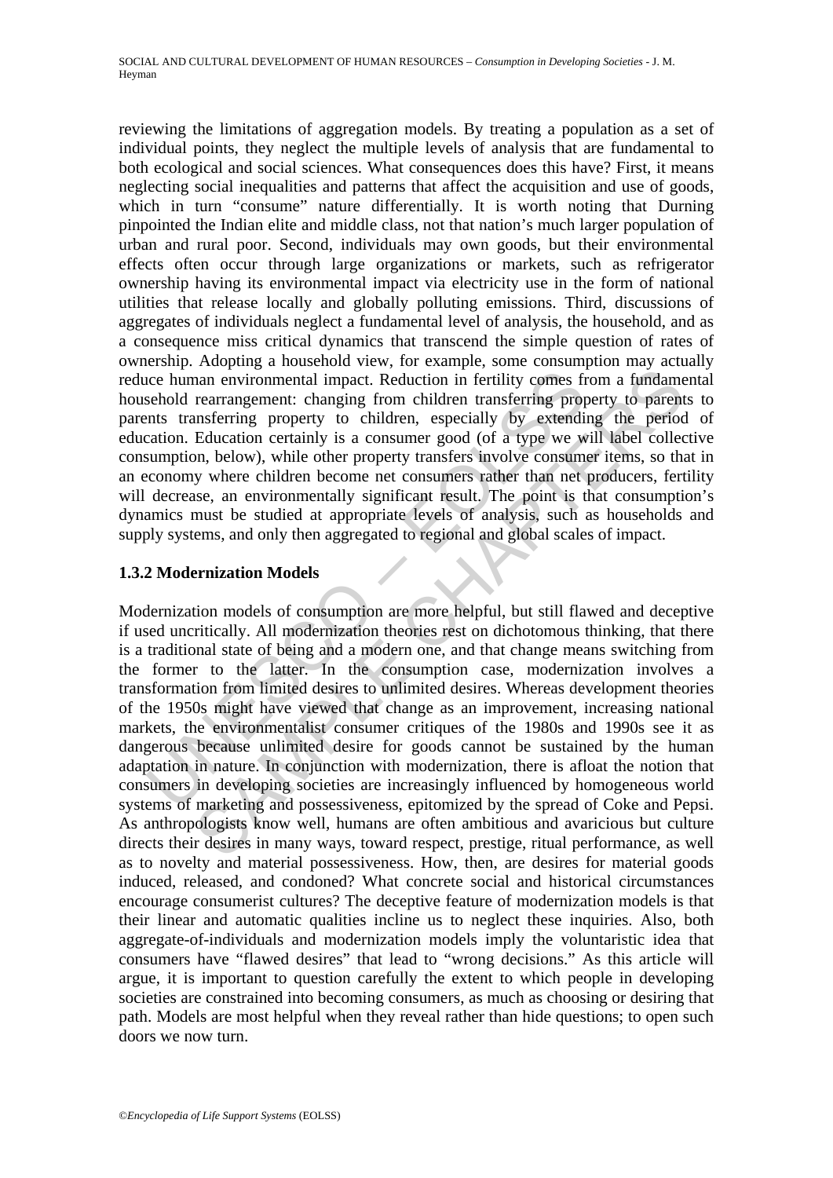reviewing the limitations of aggregation models. By treating a population as a set of individual points, they neglect the multiple levels of analysis that are fundamental to both ecological and social sciences. What consequences does this have? First, it means neglecting social inequalities and patterns that affect the acquisition and use of goods, which in turn "consume" nature differentially. It is worth noting that Durning pinpointed the Indian elite and middle class, not that nation's much larger population of urban and rural poor. Second, individuals may own goods, but their environmental effects often occur through large organizations or markets, such as refrigerator ownership having its environmental impact via electricity use in the form of national utilities that release locally and globally polluting emissions. Third, discussions of aggregates of individuals neglect a fundamental level of analysis, the household, and as a consequence miss critical dynamics that transcend the simple question of rates of ownership. Adopting a household view, for example, some consumption may actually reduce human environmental impact. Reduction in fertility comes from a fundamental household rearrangement: changing from children transferring property to parents to parents transferring property to children, especially by extending the period of education. Education certainly is a consumer good (of a type we will label collective consumption, below), while other property transfers involve consumer items, so that in an economy where children become net consumers rather than net producers, fertility will decrease, an environmentally significant result. The point is that consumption's dynamics must be studied at appropriate levels of analysis, such as households and supply systems, and only then aggregated to regional and global scales of impact.

### 1.3.2 Modernization Models

Modernization models of consumption are more helpful, but still flawed and deceptive if used uncritically. All modernization theories rest on dichotomous thinking, that there is a traditional state of being and a modern one, and that change means switching from the former to the latter. In the consumption case, modernization involves a transformation from limited desires to unlimited desires. Whereas development theories of the 1950s might have viewed that change as an improvement, increasing national markets, the environmentalist consumer critiques of the 1980s and 1990s see it as dangerous because unlimited desire for goods cannot be sustained by the human adaptation in nature. In conjunction with modernization, there is afloat the notion that consumers in developing societies are increasingly influenced by homogeneous world systems of marketing and possessiveness, epitomized by the spread of Coke and Pepsi. As anthropologists know well, humans are often ambitious and avaricious but culture directs their desires in many ways, toward respect, prestige, ritual performance, as well as to novelty and material possessiveness. How, then, are desires for material goods induced, released, and condoned? What concrete social and historical circumstances encourage consumerist cultures? The deceptive feature of modernization models is that their linear and automatic qualities incline us to neglect these inquiries. Also, both aggregate-of-individuals and modernization models imply the voluntaristic idea that consumers have "flawed desires" that lead to "wrong decisions." As this article will argue, it is important to question carefully the extent to which people in developing societies are constrained into becoming consumers, as much as choosing or desiring that path. Models are most helpful when they reveal rather than hide questions; to open such doors we now turn.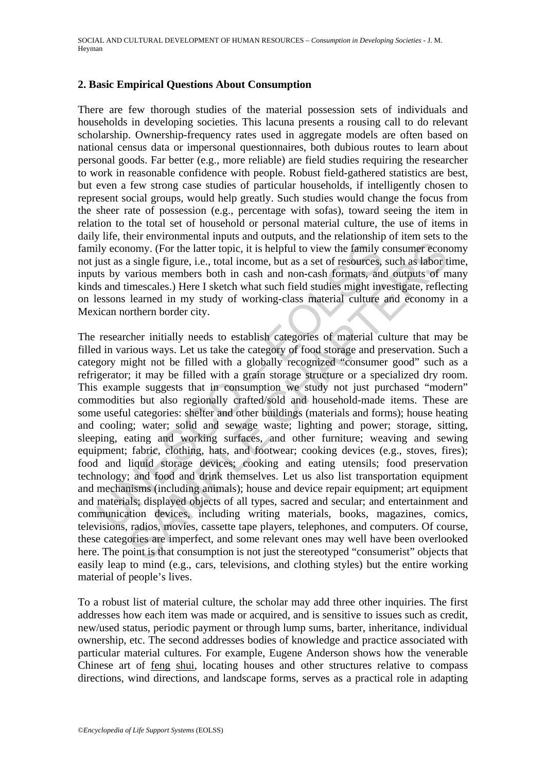## 2. Basic Empirical Questions About Consumption

There are few thorough studies of the material possession sets of individuals and households in developing societies. This lacuna presents a rousing call to do relevant scholarship. Ownership-frequency rates used in aggregate models are often based on national census data or impersonal questionnaires, both dubious routes to learn about personal goods. Far better (e.g., more reliable) are field studies requiring the researcher to work in reasonable confidence with people. Robust field-gathered statistics are best, but even a few strong case studies of particular households, if intelligently chosen to represent social groups, would help greatly. Such studies would change the focus from the sheer rate of possession (e.g., percentage with sofas), toward seeing the item in relation to the total set of household or personal material culture, the use of items in daily life, their environmental inputs and outputs, and the relationship of item sets to the family economy. (For the latter topic, it is helpful to view the family consumer economy not just as a single figure, i.e., total income, but as a set of resources, such as labor time, inputs by various members both in cash and non-cash formats, and outputs of many kinds and timescales.) Here I sketch what such field studies might investigate, reflecting on lessons learned in my study of working-class material culture and economy in a Mexican northern border city.

The researcher initially needs to establish categories of material culture that may be filled in various ways. Let us take the category of food storage and preservation. Such a category might not be filled with a globally recognized "consumer good" such as a refrigerator; it may be filled with a grain storage structure or a specialized dry room. This example suggests that in consumption we study not just purchased "modern" commodities but also regionally crafted/sold and household-made items. These are some useful categories: shelter and other buildings (materials and forms); house heating and cooling; water; solid and sewage waste; lighting and power; storage, sitting, sleeping, eating and working surfaces, and other furniture; weaving and sewing equipment; fabric, clothing, hats, and footwear; cooking devices (e.g., stoves, fires); food and liquid storage devices; cooking and eating utensils; food preservation technology; and food and drink themselves. Let us also list transportation equipment and mechanisms (including animals); house and device repair equipment; art equipment and materials; displayed objects of all types, sacred and secular; and entertainment and communication devices, including writing materials, books, magazines, comics, televisions, radios, movies, cassette tape players, telephones, and computers. Of course, these categories are imperfect, and some relevant ones may well have been overlooked here. The point is that consumption is not just the stereotyped "consumerist" objects that easily leap to mind (e.g., cars, televisions, and clothing styles) but the entire working material of people's lives.

To a robust list of material culture, the scholar may add three other inquiries. The first addresses how each item was made or acquired, and is sensitive to issues such as credit, new/used status, periodic payment or through lump sums, barter, inheritance, individual ownership, etc. The second addresses bodies of knowledge and practice associated with particular material cultures. For example, Eugene Anderson shows how the venerable Chinese art of feng shui, locating houses and other structures relative to compass directions, wind directions, and landscape forms, serves as a practical role in adapting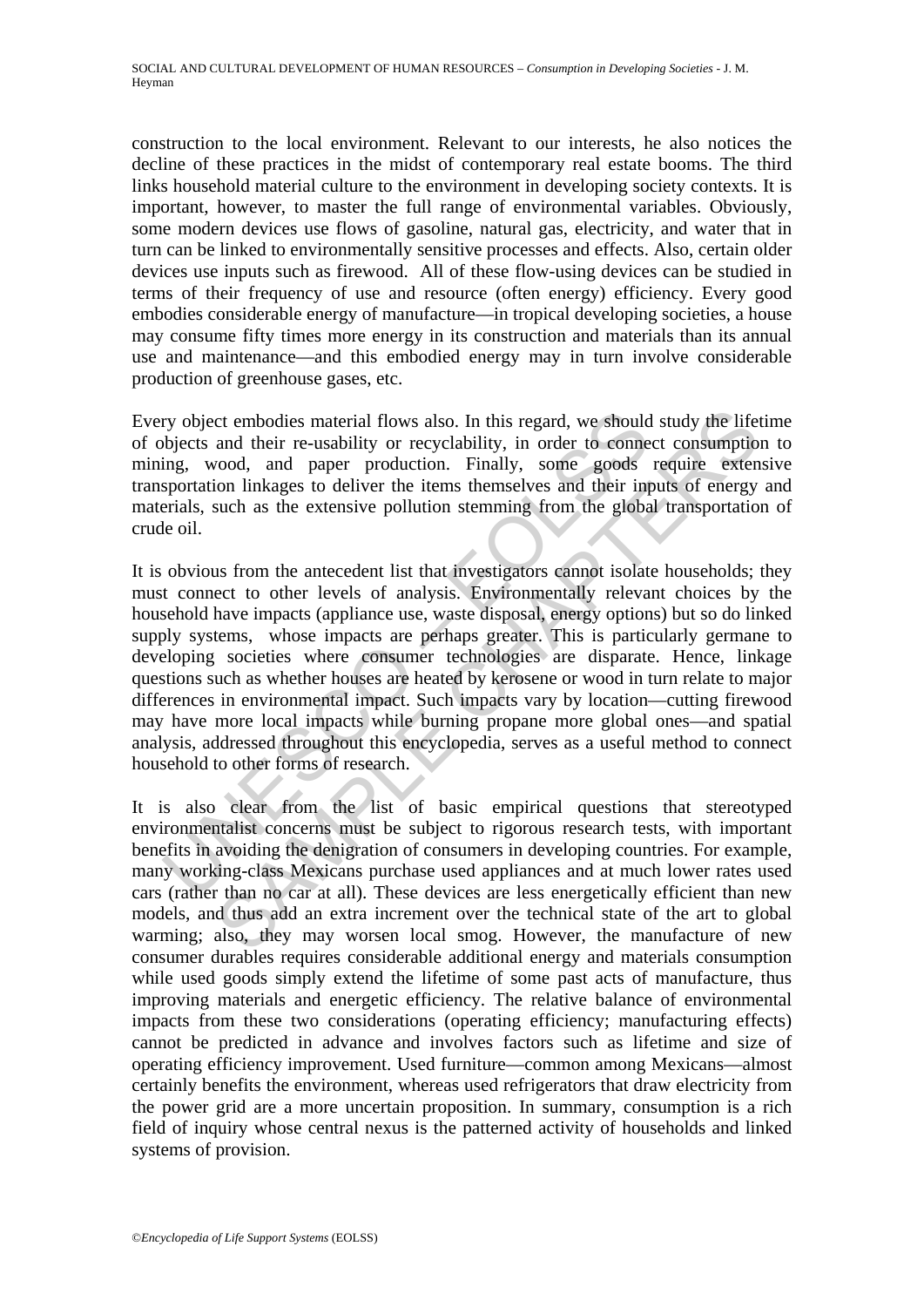construction to the local environment. Relevant to our interests, he also notices the decline of these practices in the midst of contemporary real estate booms. The third links household material culture to the environment in developing society contexts. It is important, however, to master the full range of environmental variables. Obviously, some modern devices use flows of gasoline, natural gas, electricity, and water that in turn can be linked to environmentally sensitive processes and effects. Also, certain older devices use inputs such as firewood. All of these flow-using devices can be studied in terms of their frequency of use and resource (often energy) efficiency. Every good embodies considerable energy of manufacture—in tropical developing societies, a house may consume fifty times more energy in its construction and materials than its annual use and maintenance—and this embodied energy may in turn involve considerable production of greenhouse gases, etc.

Every object embodies material flows also. In this regard, we should study the lifetime of objects and their re-usability or recyclability, in order to connect consumption to mining, wood, and paper production. Finally, some goods require extensive transportation linkages to deliver the items themselves and their inputs of energy and materials, such as the extensive pollution stemming from the global transportation of crude oil.

It is obvious from the antecedent list that investigators cannot isolate households; they must connect to other levels of analysis. Environmentally relevant choices by the household have impacts (appliance use, waste disposal, energy options) but so do linked supply systems, whose impacts are perhaps greater. This is particularly germane to developing societies where consumer technologies are disparate. Hence, linkage questions such as whether houses are heated by kerosene or wood in turn relate to major differences in environmental impact. Such impacts vary by location—cutting firewood may have more local impacts while burning propane more global ones—and spatial analysis, addressed throughout this encyclopedia, serves as a useful method to connect household to other forms of research.

It is also clear from the list of basic empirical questions that stereotyped environmentalist concerns must be subject to rigorous research tests, with important benefits in avoiding the denigration of consumers in developing countries. For example, many working-class Mexicans purchase used appliances and at much lower rates used cars (rather than no car at all). These devices are less energetically efficient than new models, and thus add an extra increment over the technical state of the art to global warming; also, they may worsen local smog. However, the manufacture of new consumer durables requires considerable additional energy and materials consumption while used goods simply extend the lifetime of some past acts of manufacture, thus improving materials and energetic efficiency. The relative balance of environmental impacts from these two considerations (operating efficiency; manufacturing effects) cannot be predicted in advance and involves factors such as lifetime and size of operating efficiency improvement. Used furniture—common among Mexicans—almost certainly benefits the environment, whereas used refrigerators that draw electricity from the power grid are a more uncertain proposition. In summary, consumption is a rich field of inquiry whose central nexus is the patterned activity of households and linked systems of provision.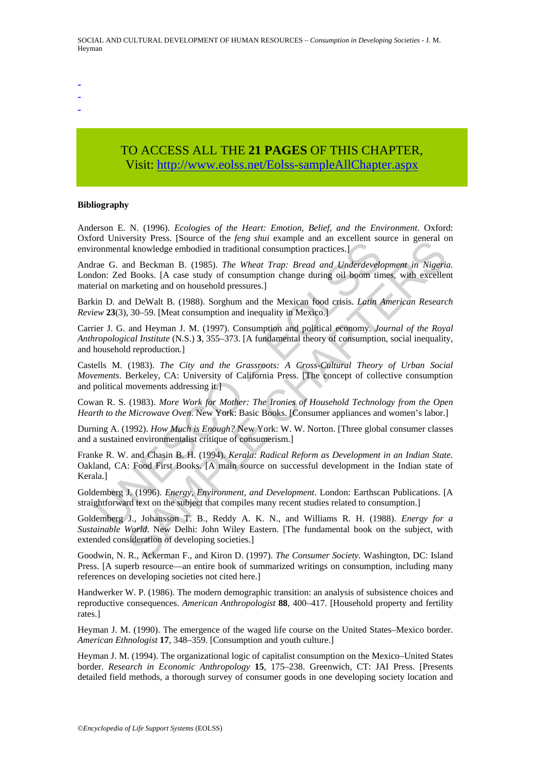-
-
-

TO ACCESS ALL THE **21 PAGES** OF THIS CHAPTER,
Visit: http://www.eolss.net/Eolss-sampleAllChapter.aspx

**Bibliography**

Anderson E. N. (1996). *Ecologies of the Heart: Emotion, Belief, and the Environment*. Oxford: Oxford University Press. [Source of the *feng shui* example and an excellent source in general on environmental knowledge embodied in traditional consumption practices.]

Andrae G. and Beckman B. (1985). *The Wheat Trap: Bread and Underdevelopment in Nigeria*. London: Zed Books. [A case study of consumption change during oil boom times, with excellent material on marketing and on household pressures.]

Barkin D. and DeWalt B. (1988). Sorghum and the Mexican food crisis. *Latin American Research Review* **23**(3), 30–59. [Meat consumption and inequality in Mexico.]

Carrier J. G. and Heyman J. M. (1997). Consumption and political economy. *Journal of the Royal Anthropological Institute* (N.S.) **3**, 355–373. [A fundamental theory of consumption, social inequality, and household reproduction.]

Castells M. (1983). *The City and the Grassroots: A Cross-Cultural Theory of Urban Social Movements*. Berkeley, CA: University of California Press. [The concept of collective consumption and political movements addressing it.]

Cowan R. S. (1983). *More Work for Mother: The Ironies of Household Technology from the Open Hearth to the Microwave Oven*. New York: Basic Books. [Consumer appliances and women's labor.]

Durning A. (1992). *How Much is Enough?* New York: W. W. Norton. [Three global consumer classes and a sustained environmentalist critique of consumerism.]

Franke R. W. and Chasin B. H. (1994). *Kerala: Radical Reform as Development in an Indian State.* Oakland, CA: Food First Books. [A main source on successful development in the Indian state of Kerala.]

Goldemberg J. (1996). *Energy, Environment, and Development*. London: Earthscan Publications. [A straightforward text on the subject that compiles many recent studies related to consumption.]

Goldemberg J., Johansson T. B., Reddy A. K. N., and Williams R. H. (1988). *Energy for a Sustainable World*. New Delhi: John Wiley Eastern. [The fundamental book on the subject, with extended consideration of developing societies.]

Goodwin, N. R., Ackerman F., and Kiron D. (1997). *The Consumer Society.* Washington, DC: Island Press. [A superb resource—an entire book of summarized writings on consumption, including many references on developing societies not cited here.]

Handwerker W. P. (1986). The modern demographic transition: an analysis of subsistence choices and reproductive consequences. *American Anthropologist* **88**, 400–417. [Household property and fertility rates.]

Heyman J. M. (1990). The emergence of the waged life course on the United States–Mexico border. *American Ethnologist* **17**, 348–359. [Consumption and youth culture.]

Heyman J. M. (1994). The organizational logic of capitalist consumption on the Mexico–United States border. *Research in Economic Anthropology* **15**, 175–238. Greenwich, CT: JAI Press. [Presents detailed field methods, a thorough survey of consumer goods in one developing society location and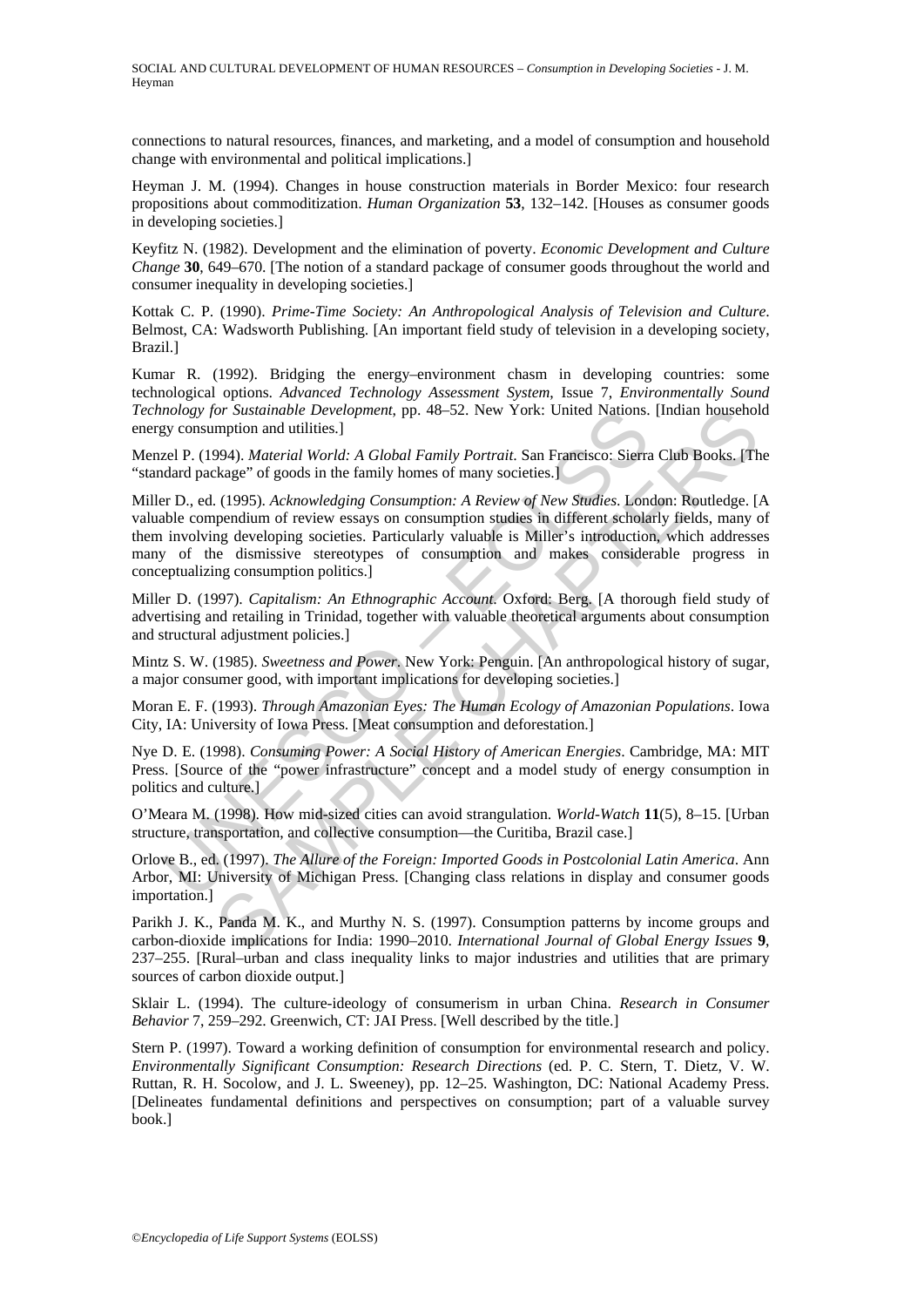connections to natural resources, finances, and marketing, and a model of consumption and household change with environmental and political implications.]

Heyman J. M. (1994). Changes in house construction materials in Border Mexico: four research propositions about commoditization. *Human Organization* **53**, 132–142. [Houses as consumer goods in developing societies.]

Keyfitz N. (1982). Development and the elimination of poverty. *Economic Development and Culture Change* **30**, 649–670. [The notion of a standard package of consumer goods throughout the world and consumer inequality in developing societies.]

Kottak C. P. (1990). *Prime-Time Society: An Anthropological Analysis of Television and Culture*. Belmost, CA: Wadsworth Publishing. [An important field study of television in a developing society, Brazil.]

Kumar R. (1992). Bridging the energy–environment chasm in developing countries: some technological options. *Advanced Technology Assessment System*, Issue 7, *Environmentally Sound Technology for Sustainable Development*, pp. 48–52. New York: United Nations. [Indian household energy consumption and utilities.]

Menzel P. (1994). *Material World: A Global Family Portrait*. San Francisco: Sierra Club Books. [The "standard package" of goods in the family homes of many societies.]

Miller D., ed. (1995). *Acknowledging Consumption: A Review of New Studies*. London: Routledge. [A valuable compendium of review essays on consumption studies in different scholarly fields, many of them involving developing societies. Particularly valuable is Miller's introduction, which addresses many of the dismissive stereotypes of consumption and makes considerable progress in conceptualizing consumption politics.]

Miller D. (1997). *Capitalism: An Ethnographic Account*. Oxford: Berg. [A thorough field study of advertising and retailing in Trinidad, together with valuable theoretical arguments about consumption and structural adjustment policies.]

Mintz S. W. (1985). *Sweetness and Power*. New York: Penguin. [An anthropological history of sugar, a major consumer good, with important implications for developing societies.]

Moran E. F. (1993). *Through Amazonian Eyes: The Human Ecology of Amazonian Populations*. Iowa City, IA: University of Iowa Press. [Meat consumption and deforestation.]

Nye D. E. (1998). *Consuming Power: A Social History of American Energies*. Cambridge, MA: MIT Press. [Source of the "power infrastructure" concept and a model study of energy consumption in politics and culture.]

O'Meara M. (1998). How mid-sized cities can avoid strangulation. *World-Watch* **11**(5), 8–15. [Urban structure, transportation, and collective consumption—the Curitiba, Brazil case.]

Orlove B., ed. (1997). *The Allure of the Foreign: Imported Goods in Postcolonial Latin America*. Ann Arbor, MI: University of Michigan Press. [Changing class relations in display and consumer goods importation.]

Parikh J. K., Panda M. K., and Murthy N. S. (1997). Consumption patterns by income groups and carbon-dioxide implications for India: 1990–2010. *International Journal of Global Energy Issues* **9**, 237–255. [Rural–urban and class inequality links to major industries and utilities that are primary sources of carbon dioxide output.]

Sklair L. (1994). The culture-ideology of consumerism in urban China. *Research in Consumer Behavior* 7, 259–292. Greenwich, CT: JAI Press. [Well described by the title.]

Stern P. (1997). Toward a working definition of consumption for environmental research and policy. *Environmentally Significant Consumption: Research Directions* (ed. P. C. Stern, T. Dietz, V. W. Ruttan, R. H. Socolow, and J. L. Sweeney), pp. 12–25. Washington, DC: National Academy Press. [Delineates fundamental definitions and perspectives on consumption; part of a valuable survey book.]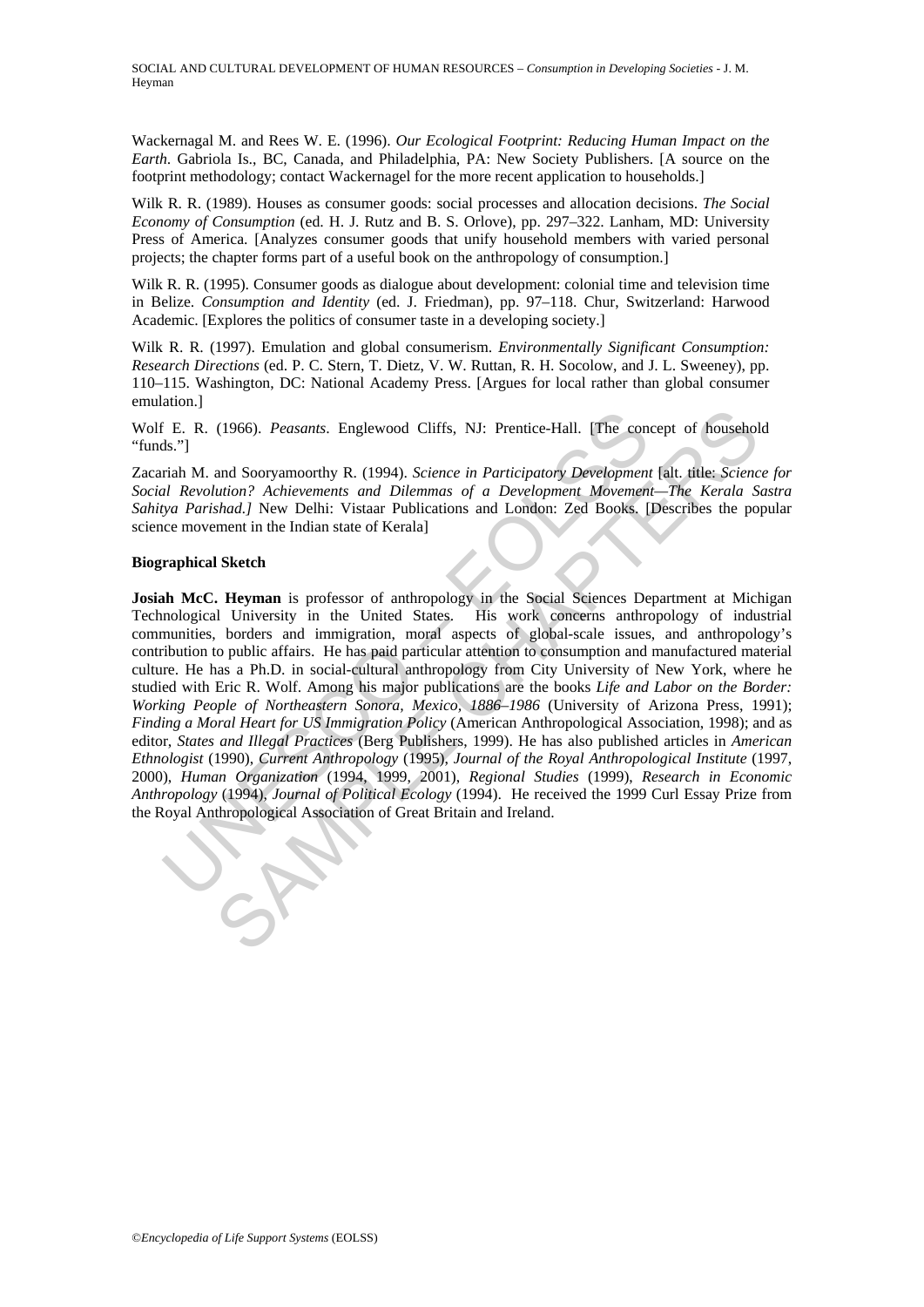Wackernagal M. and Rees W. E. (1996). *Our Ecological Footprint: Reducing Human Impact on the Earth*. Gabriola Is., BC, Canada, and Philadelphia, PA: New Society Publishers. [A source on the footprint methodology; contact Wackernagel for the more recent application to households.]

Wilk R. R. (1989). Houses as consumer goods: social processes and allocation decisions. *The Social Economy of Consumption* (ed. H. J. Rutz and B. S. Orlove), pp. 297–322. Lanham, MD: University Press of America. [Analyzes consumer goods that unify household members with varied personal projects; the chapter forms part of a useful book on the anthropology of consumption.]

Wilk R. R. (1995). Consumer goods as dialogue about development: colonial time and television time in Belize. *Consumption and Identity* (ed. J. Friedman), pp. 97–118. Chur, Switzerland: Harwood Academic. [Explores the politics of consumer taste in a developing society.]

Wilk R. R. (1997). Emulation and global consumerism. *Environmentally Significant Consumption: Research Directions* (ed. P. C. Stern, T. Dietz, V. W. Ruttan, R. H. Socolow, and J. L. Sweeney), pp. 110–115. Washington, DC: National Academy Press. [Argues for local rather than global consumer emulation.]

Wolf E. R. (1966). *Peasants*. Englewood Cliffs, NJ: Prentice-Hall. [The concept of household "funds."]

Zacariah M. and Sooryamoorthy R. (1994). *Science in Participatory Development* [alt. title: *Science for Social Revolution? Achievements and Dilemmas of a Development Movement—The Kerala Sastra Sahitya Parishad.]* New Delhi: Vistaar Publications and London: Zed Books. [Describes the popular science movement in the Indian state of Kerala]

**Biographical Sketch**

**Josiah McC. Heyman** is professor of anthropology in the Social Sciences Department at Michigan Technological University in the United States. His work concerns anthropology of industrial communities, borders and immigration, moral aspects of global-scale issues, and anthropology's contribution to public affairs. He has paid particular attention to consumption and manufactured material culture. He has a Ph.D. in social-cultural anthropology from City University of New York, where he studied with Eric R. Wolf. Among his major publications are the books *Life and Labor on the Border: Working People of Northeastern Sonora, Mexico, 1886–1986* (University of Arizona Press, 1991); *Finding a Moral Heart for US Immigration Policy* (American Anthropological Association, 1998); and as editor, *States and Illegal Practices* (Berg Publishers, 1999). He has also published articles in *American Ethnologist* (1990), *Current Anthropology* (1995), *Journal of the Royal Anthropological Institute* (1997, 2000), *Human Organization* (1994, 1999, 2001), *Regional Studies* (1999), *Research in Economic Anthropology* (1994), *Journal of Political Ecology* (1994). He received the 1999 Curl Essay Prize from the Royal Anthropological Association of Great Britain and Ireland.